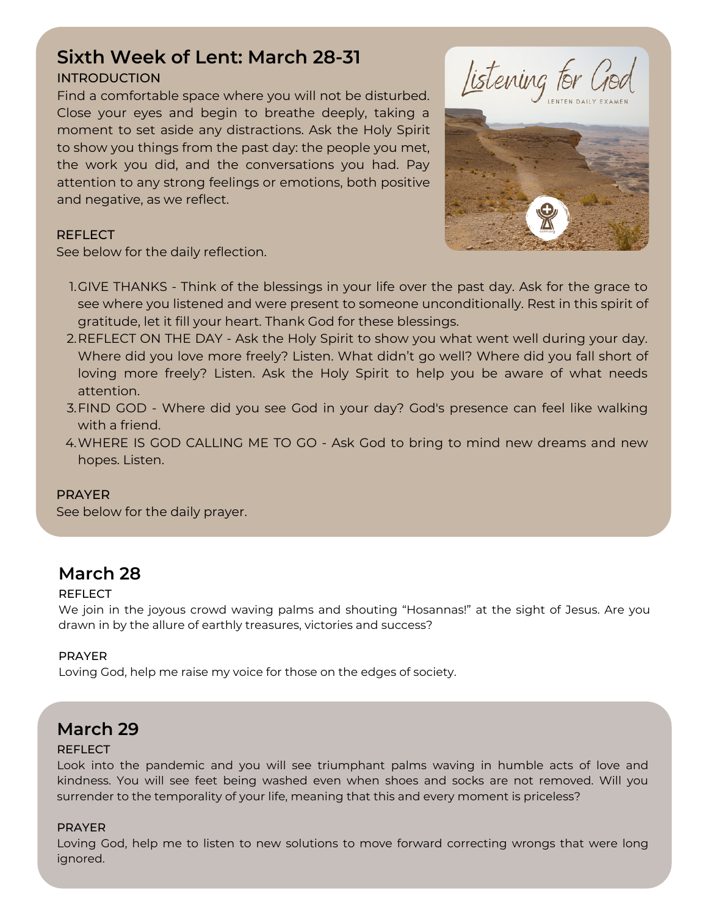## Sixth Week of Lent: March 28-31

INTRODUCTION

Find a comfortable space where you will not be disturbed. Close your eyes and begin to breathe deeply, taking a moment to set aside any distractions. Ask the Holy Spirit to show you things from the past day: the people you met, the work you did, and the conversations you had. Pay attention to any strong feelings or emotions, both positive and negative, as we reflect.

REFLECT

See below for the daily reflection.

1. GIVE THANKS - Think of the blessings in your life over the past day. Ask for the grace to see where you listened and were present to someone unconditionally. Rest in this spirit of gratitude, let it fill your heart. Thank God for these blessings.
2. REFLECT ON THE DAY - Ask the Holy Spirit to show you what went well during your day. Where did you love more freely? Listen. What didn't go well? Where did you fall short of loving more freely? Listen. Ask the Holy Spirit to help you be aware of what needs attention.
3. FIND GOD - Where did you see God in your day? God's presence can feel like walking with a friend.
4. WHERE IS GOD CALLING ME TO GO - Ask God to bring to mind new dreams and new hopes. Listen.

PRAYER

See below for the daily prayer.

## March 28

REFLECT

We join in the joyous crowd waving palms and shouting "Hosannas!" at the sight of Jesus. Are you drawn in by the allure of earthly treasures, victories and success?

PRAYER

Loving God, help me raise my voice for those on the edges of society.

## March 29

REFLECT

Look into the pandemic and you will see triumphant palms waving in humble acts of love and kindness. You will see feet being washed even when shoes and socks are not removed. Will you surrender to the temporality of your life, meaning that this and every moment is priceless?

PRAYER

Loving God, help me to listen to new solutions to move forward correcting wrongs that were long ignored.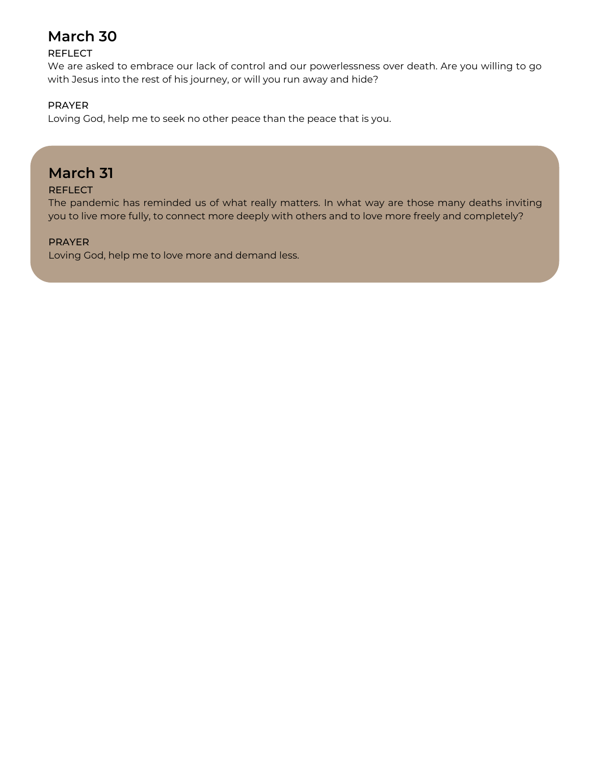## March 30

REFLECT

We are asked to embrace our lack of control and our powerlessness over death. Are you willing to go with Jesus into the rest of his journey, or will you run away and hide?

PRAYER

Loving God, help me to seek no other peace than the peace that is you.

## March 31

REFLECT

The pandemic has reminded us of what really matters. In what way are those many deaths inviting you to live more fully, to connect more deeply with others and to love more freely and completely?

PRAYER

Loving God, help me to love more and demand less.